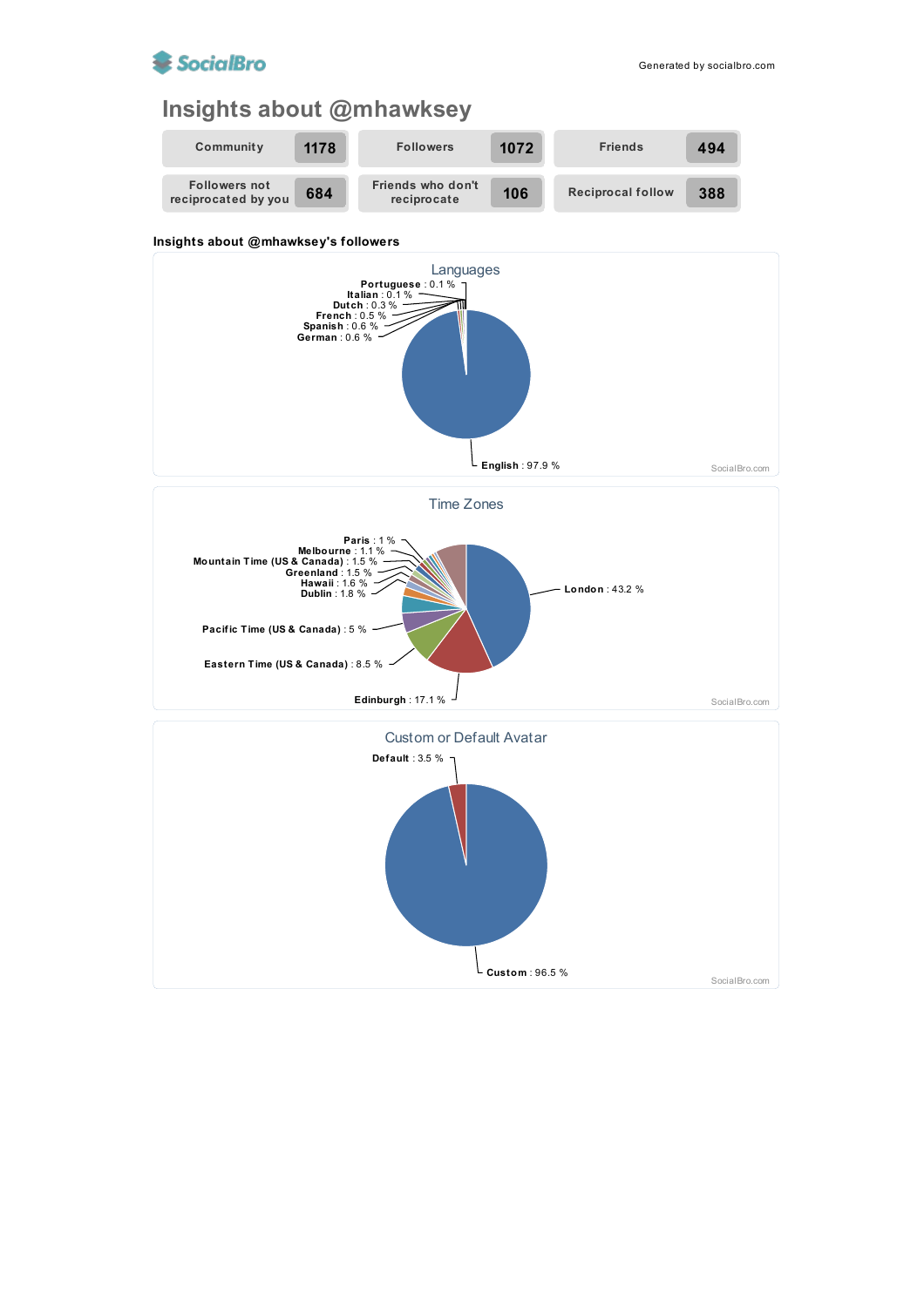SocialBro

Generated by socialbro.com

# Insights about @mhawksey

| Community | 1178 | Followers | 1072 | Friends | 494 |
|---|---|---|---|---|---|
| Followers not reciprocated by you | 684 | Friends who don't reciprocate | 106 | Reciprocal follow | 388 |

### Insights about @mhawksey's followers

**Languages**

- **Portuguese** : 0.1 %
- **Italian** : 0.1 %
- **Dutch** : 0.3 %
- **French** : 0.5 %
- **Spanish** : 0.6 %
- **German** : 0.6 %
- **English** : 97.9 %

SocialBro.com

**Time Zones**

- **Paris** : 1 %
- **Melbourne** : 1.1 %
- **Mountain Time (US & Canada)** : 1.5 %
- **Greenland** : 1.5 %
- **Hawaii** : 1.6 %
- **Dublin** : 1.8 %
- **Pacific Time (US & Canada)** : 5 %
- **Eastern Time (US & Canada)** : 8.5 %
- **Edinburgh** : 17.1 %
- **London** : 43.2 %

SocialBro.com

**Custom or Default Avatar**

- **Default** : 3.5 %
- **Custom** : 96.5 %

SocialBro.com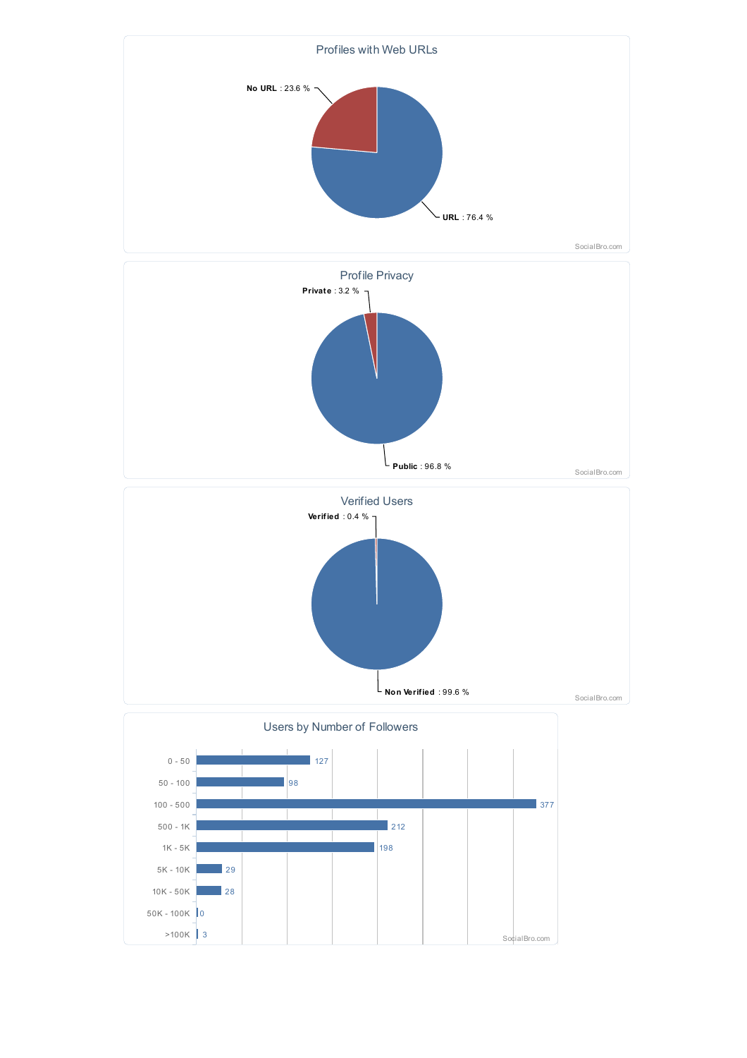## Profiles with Web URLs

- No URL : 23.6 %
- URL : 76.4 %

SocialBro.com

## Profile Privacy

- Private : 3.2 %
- Public : 96.8 %

SocialBro.com

## Verified Users

- Verified : 0.4 %
- Non Verified : 99.6 %

SocialBro.com

## Users by Number of Followers

| Followers | Users |
| --- | --- |
| 0 - 50 | 127 |
| 50 - 100 | 98 |
| 100 - 500 | 377 |
| 500 - 1K | 212 |
| 1K - 5K | 198 |
| 5K - 10K | 29 |
| 10K - 50K | 28 |
| 50K - 100K | 0 |
| >100K | 3 |

SocialBro.com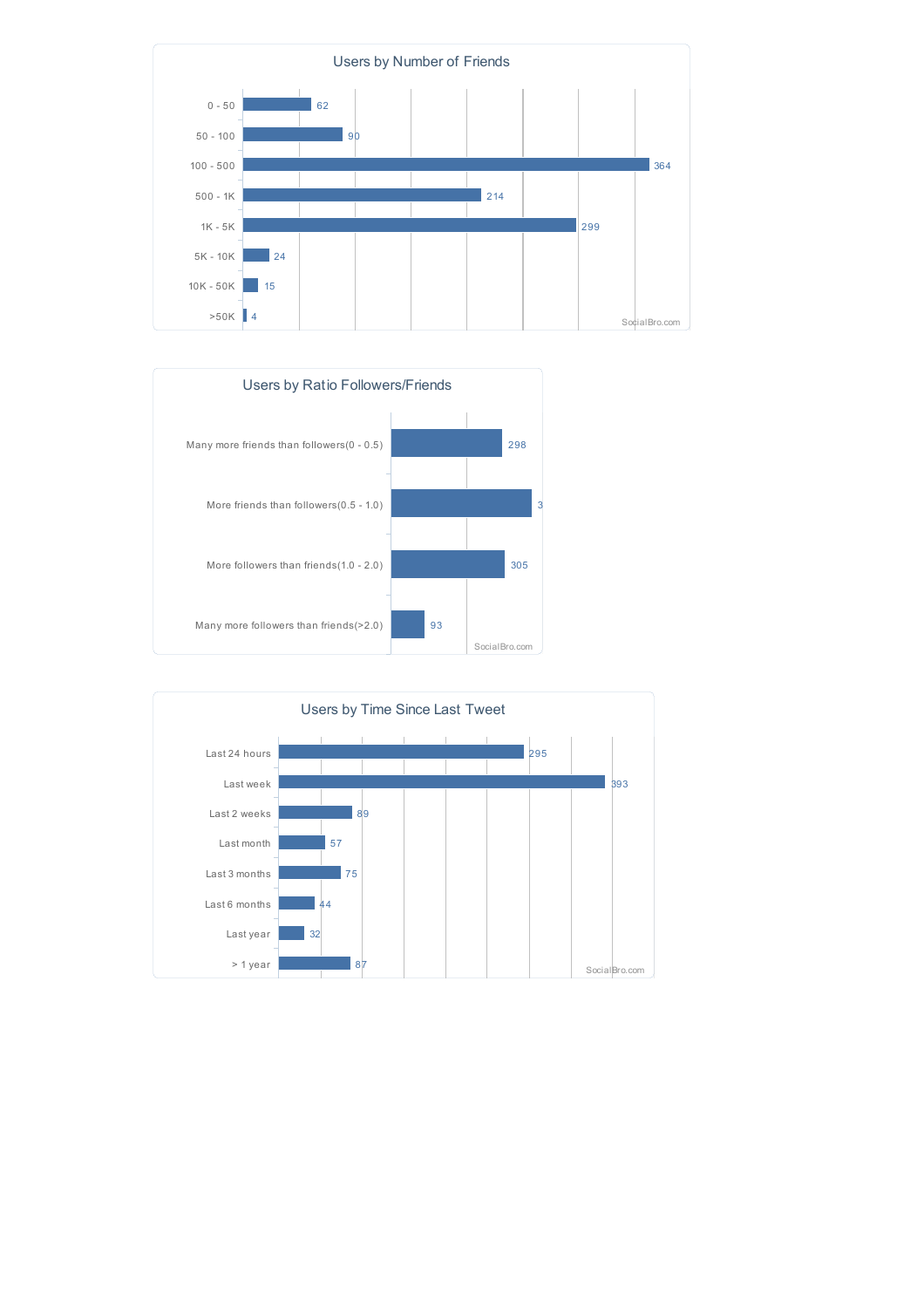## Users by Number of Friends

| Number of Friends | Users |
| --- | --- |
| 0 - 50 | 62 |
| 50 - 100 | 90 |
| 100 - 500 | 364 |
| 500 - 1K | 214 |
| 1K - 5K | 299 |
| 5K - 10K | 24 |
| 10K - 50K | 15 |
| >50K | 4 |

SocialBro.com

## Users by Ratio Followers/Friends

| Ratio | Users |
| --- | --- |
| Many more friends than followers(0 - 0.5) | 298 |
| More friends than followers(0.5 - 1.0) | 3 |
| More followers than friends(1.0 - 2.0) | 305 |
| Many more followers than friends(>2.0) | 93 |

SocialBro.com

## Users by Time Since Last Tweet

| Time Since Last Tweet | Users |
| --- | --- |
| Last 24 hours | 295 |
| Last week | 393 |
| Last 2 weeks | 89 |
| Last month | 57 |
| Last 3 months | 75 |
| Last 6 months | 44 |
| Last year | 32 |
| > 1 year | 87 |

SocialBro.com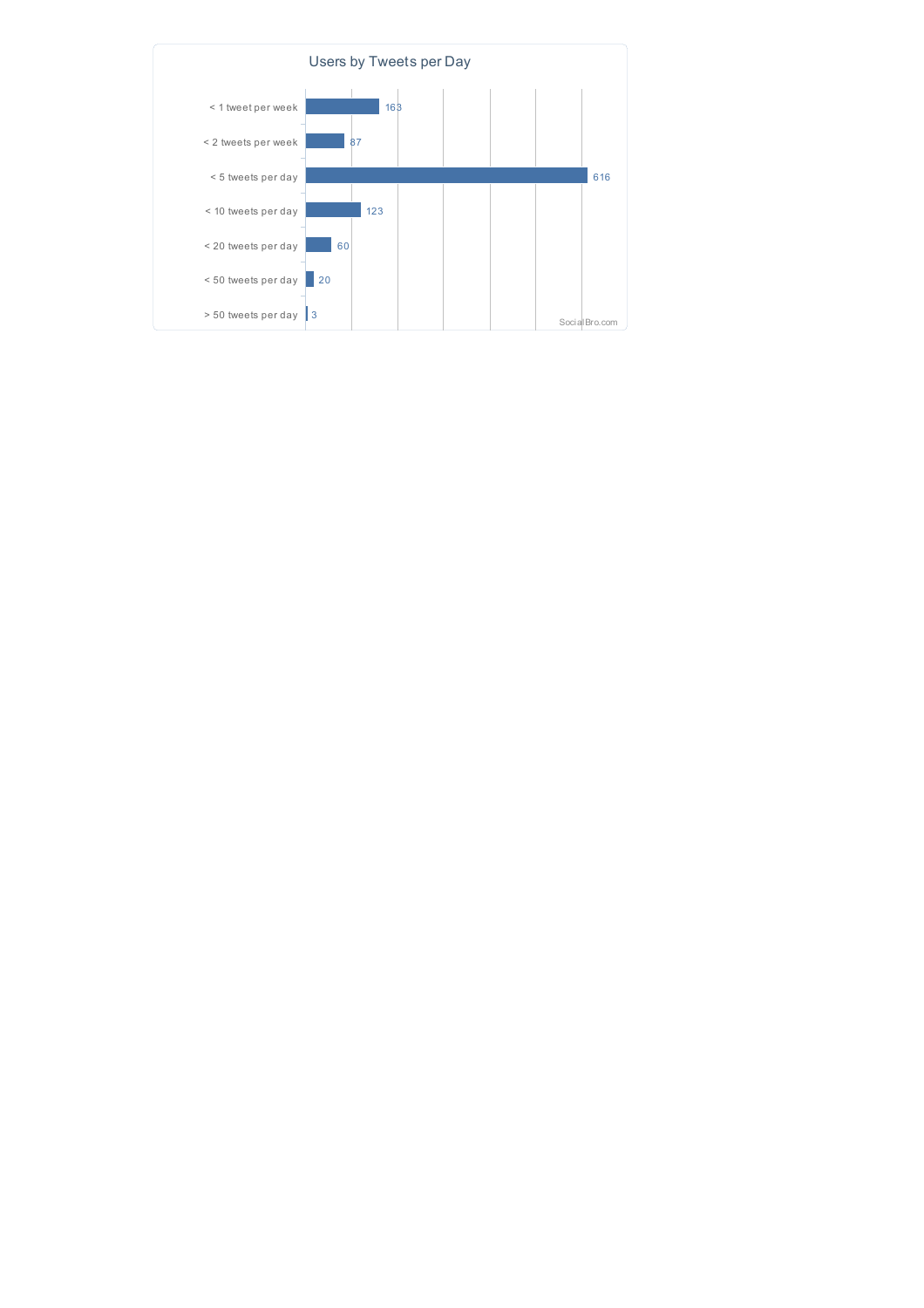Users by Tweets per Day

< 1 tweet per week
163

< 2 tweets per week
87

< 5 tweets per day
616

< 10 tweets per day
123

< 20 tweets per day
60

< 50 tweets per day
20

> 50 tweets per day
3

SocialBro.com